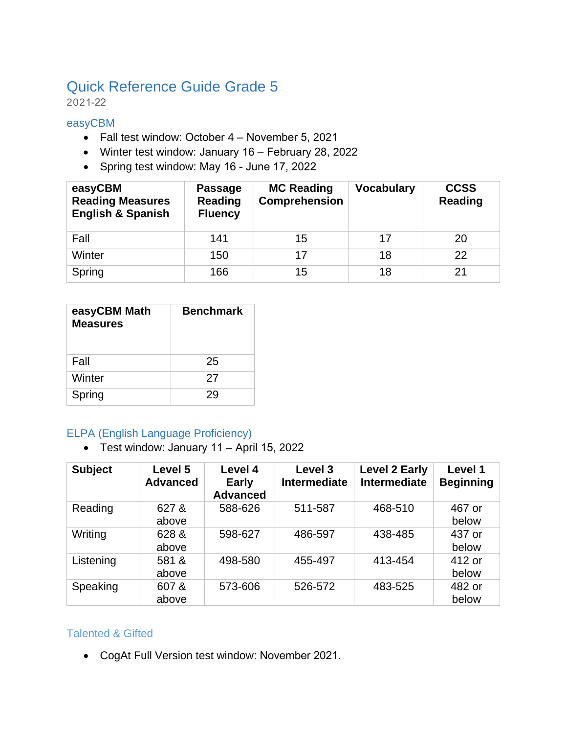# Quick Reference Guide Grade 5

2021-22

## easyCBM

- Fall test window: October 4 – November 5, 2021
- Winter test window: January 16 – February 28, 2022
- Spring test window: May 16 - June 17, 2022

| easyCBM Reading Measures English & Spanish | Passage Reading Fluency | MC Reading Comprehension | Vocabulary | CCSS Reading |
|---|---|---|---|---|
| Fall | 141 | 15 | 17 | 20 |
| Winter | 150 | 17 | 18 | 22 |
| Spring | 166 | 15 | 18 | 21 |

| easyCBM Math Measures | Benchmark |
|---|---|
| Fall | 25 |
| Winter | 27 |
| Spring | 29 |

## ELPA (English Language Proficiency)

- Test window: January 11 – April 15, 2022

| Subject | Level 5 Advanced | Level 4 Early Advanced | Level 3 Intermediate | Level 2 Early Intermediate | Level 1 Beginning |
|---|---|---|---|---|---|
| Reading | 627 & above | 588-626 | 511-587 | 468-510 | 467 or below |
| Writing | 628 & above | 598-627 | 486-597 | 438-485 | 437 or below |
| Listening | 581 & above | 498-580 | 455-497 | 413-454 | 412 or below |
| Speaking | 607 & above | 573-606 | 526-572 | 483-525 | 482 or below |

## Talented & Gifted

- CogAt Full Version test window: November 2021.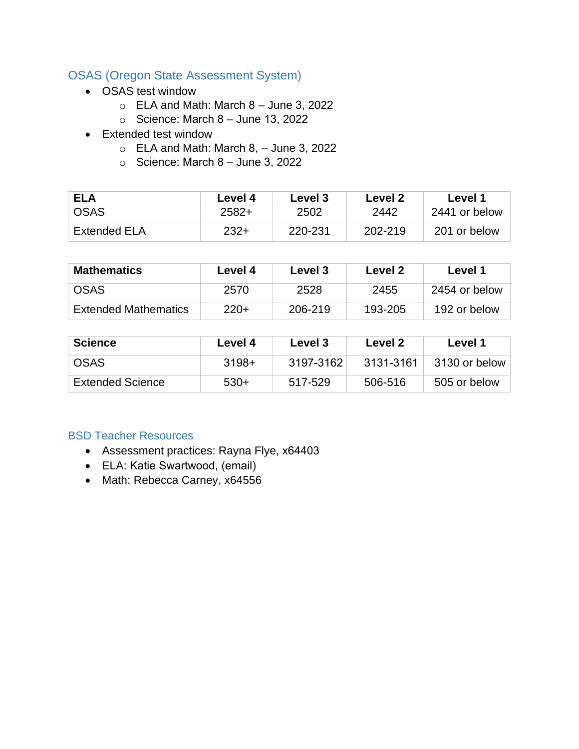## OSAS (Oregon State Assessment System)

- OSAS test window
  - ELA and Math: March 8 – June 3, 2022
  - Science: March 8 – June 13, 2022
- Extended test window
  - ELA and Math: March 8, – June 3, 2022
  - Science: March 8 – June 3, 2022

| ELA | Level 4 | Level 3 | Level 2 | Level 1 |
|---|---|---|---|---|
| OSAS | 2582+ | 2502 | 2442 | 2441 or below |
| Extended ELA | 232+ | 220-231 | 202-219 | 201 or below |

| Mathematics | Level 4 | Level 3 | Level 2 | Level 1 |
|---|---|---|---|---|
| OSAS | 2570 | 2528 | 2455 | 2454 or below |
| Extended Mathematics | 220+ | 206-219 | 193-205 | 192 or below |

| Science | Level 4 | Level 3 | Level 2 | Level 1 |
|---|---|---|---|---|
| OSAS | 3198+ | 3197-3162 | 3131-3161 | 3130 or below |
| Extended Science | 530+ | 517-529 | 506-516 | 505 or below |

## BSD Teacher Resources

- Assessment practices: Rayna Flye, x64403
- ELA: Katie Swartwood, (email)
- Math: Rebecca Carney, x64556